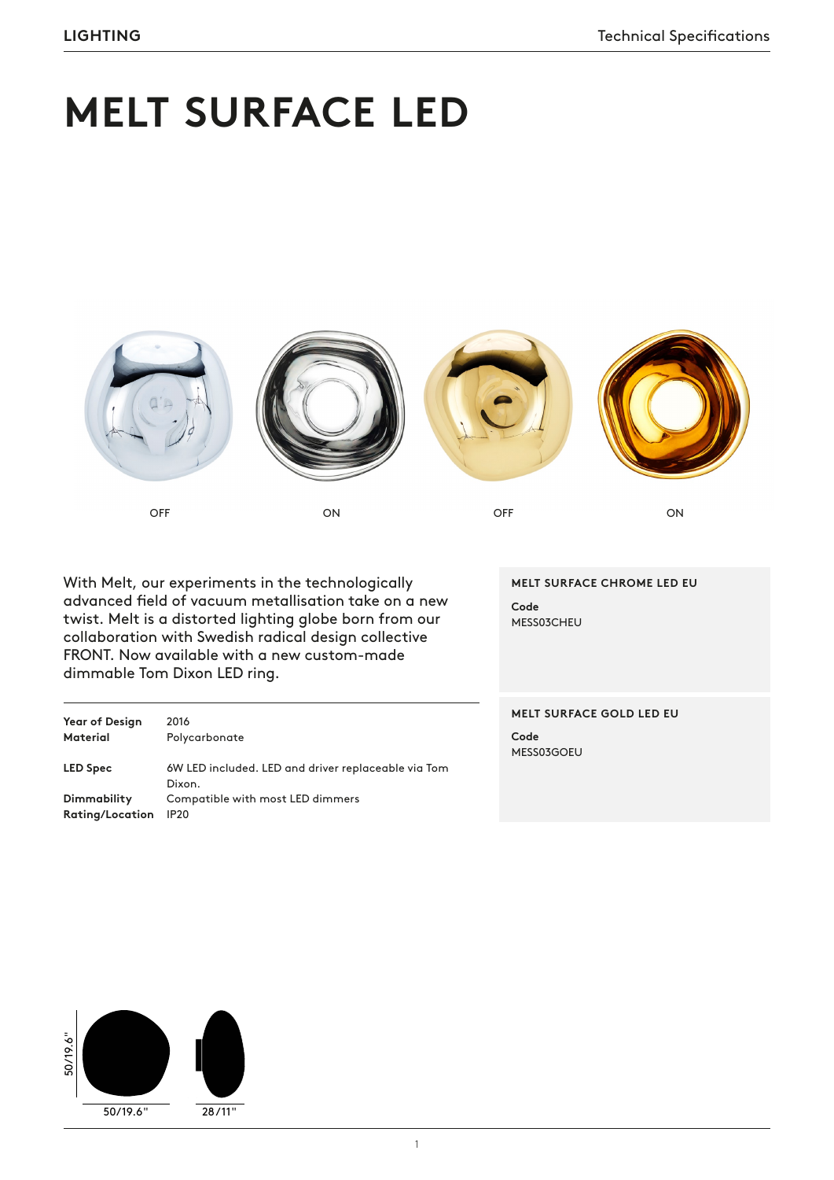# MELT SURFACE LED

OFF ON OFF ON

With Melt, our experiments in the technologically advanced field of vacuum metallisation take on a new twist. Melt is a distorted lighting globe born from our collaboration with Swedish radical design collective FRONT. Now available with a new custom-made dimmable Tom Dixon LED ring.

| | |
|---|---|
| **Year of Design** | 2016 |
| **Material** | Polycarbonate |
| **LED Spec** | 6W LED included. LED and driver replaceable via Tom Dixon. |
| **Dimmability** | Compatible with most LED dimmers |
| **Rating/Location** | IP20 |

**MELT SURFACE CHROME LED EU**

**Code**
MESS03CHEU

**MELT SURFACE GOLD LED EU**

**Code**
MESS03GOEU

50/19.6"

50/19.6"

28/11"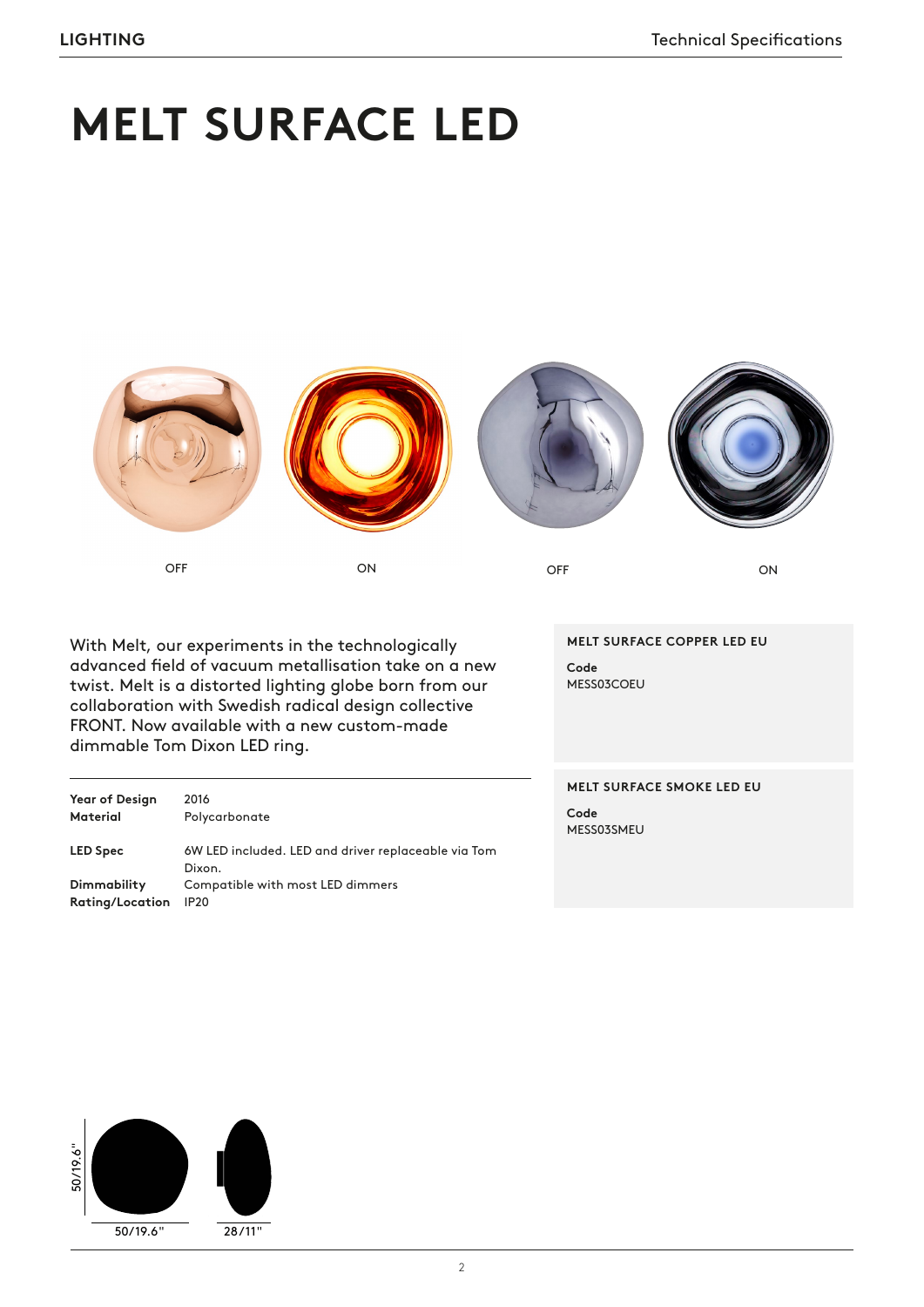# MELT SURFACE LED

OFF ON OFF ON

With Melt, our experiments in the technologically advanced field of vacuum metallisation take on a new twist. Melt is a distorted lighting globe born from our collaboration with Swedish radical design collective FRONT. Now available with a new custom-made dimmable Tom Dixon LED ring.

| | |
|---|---|
| **Year of Design** | 2016 |
| **Material** | Polycarbonate |
| **LED Spec** | 6W LED included. LED and driver replaceable via Tom Dixon. |
| **Dimmability** | Compatible with most LED dimmers |
| **Rating/Location** | IP20 |

**MELT SURFACE COPPER LED EU**

**Code**
MESS03COEU

**MELT SURFACE SMOKE LED EU**

**Code**
MESS03SMEU

50/19.6"

50/19.6"

28/11"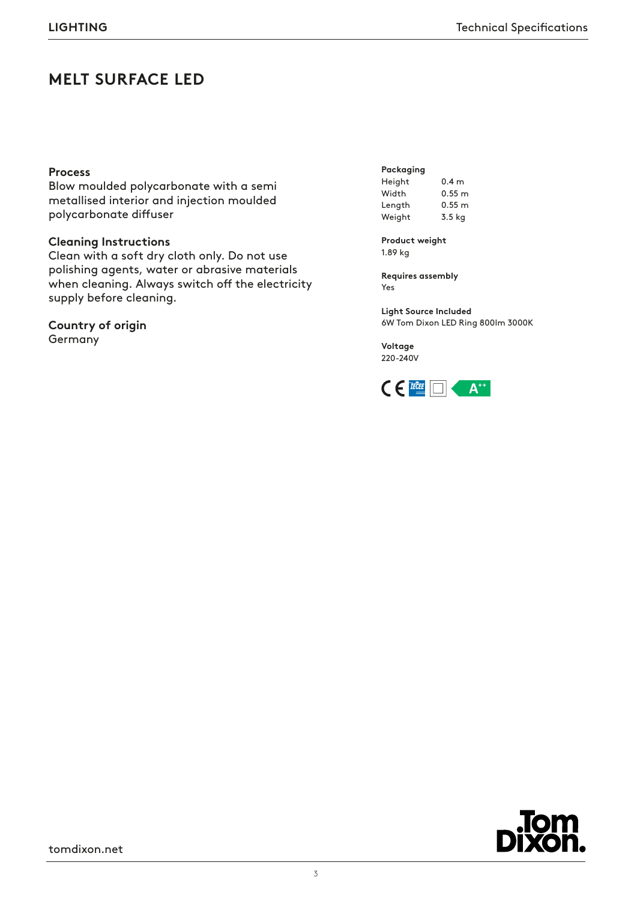# MELT SURFACE LED

### Process
Blow moulded polycarbonate with a semi metallised interior and injection moulded polycarbonate diffuser

### Cleaning Instructions
Clean with a soft dry cloth only. Do not use polishing agents, water or abrasive materials when cleaning. Always switch off the electricity supply before cleaning.

### Country of origin
Germany

**Packaging**

| | |
|---|---|
| Height | 0.4 m |
| Width | 0.55 m |
| Length | 0.55 m |
| Weight | 3.5 kg |

**Product weight**
1.89 kg

**Requires assembly**
Yes

**Light Source Included**
6W Tom Dixon LED Ring 800lm 3000K

**Voltage**
220-240V

CE IECEE A++

tomdixon.net